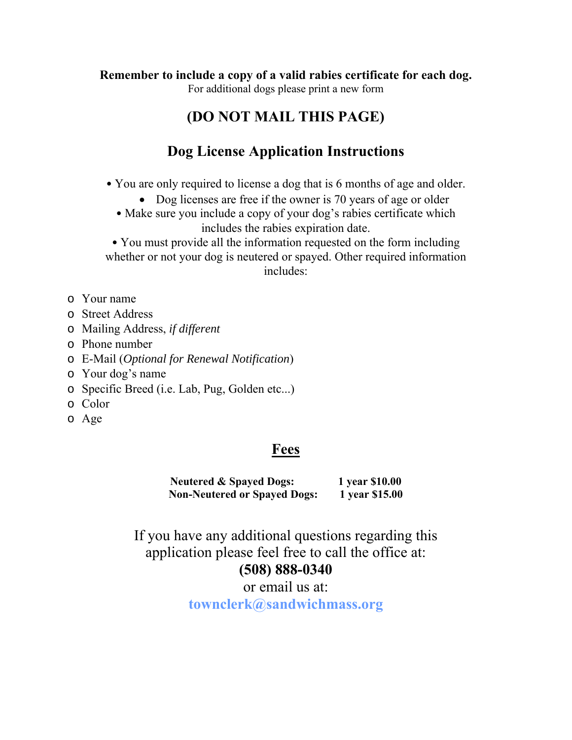**Remember to include a copy of a valid rabies certificate for each dog.**

For additional dogs please print a new form

## (DO NOT MAIL THIS PAGE)

## Dog License Application Instructions

- You are only required to license a dog that is 6 months of age and older.
- Dog licenses are free if the owner is 70 years of age or older
- Make sure you include a copy of your dog's rabies certificate which includes the rabies expiration date.
- You must provide all the information requested on the form including whether or not your dog is neutered or spayed. Other required information includes:

  - Your name
  - Street Address
  - Mailing Address, *if different*
  - Phone number
  - E-Mail (*Optional for Renewal Notification*)
  - Your dog's name
  - Specific Breed (i.e. Lab, Pug, Golden etc...)
  - Color
  - Age

## Fees

| | |
|---|---|
| **Neutered & Spayed Dogs:** | **1 year $10.00** |
| **Non-Neutered or Spayed Dogs:** | **1 year $15.00** |

If you have any additional questions regarding this application please feel free to call the office at:

**(508) 888-0340**

or email us at:

**townclerk@sandwichmass.org**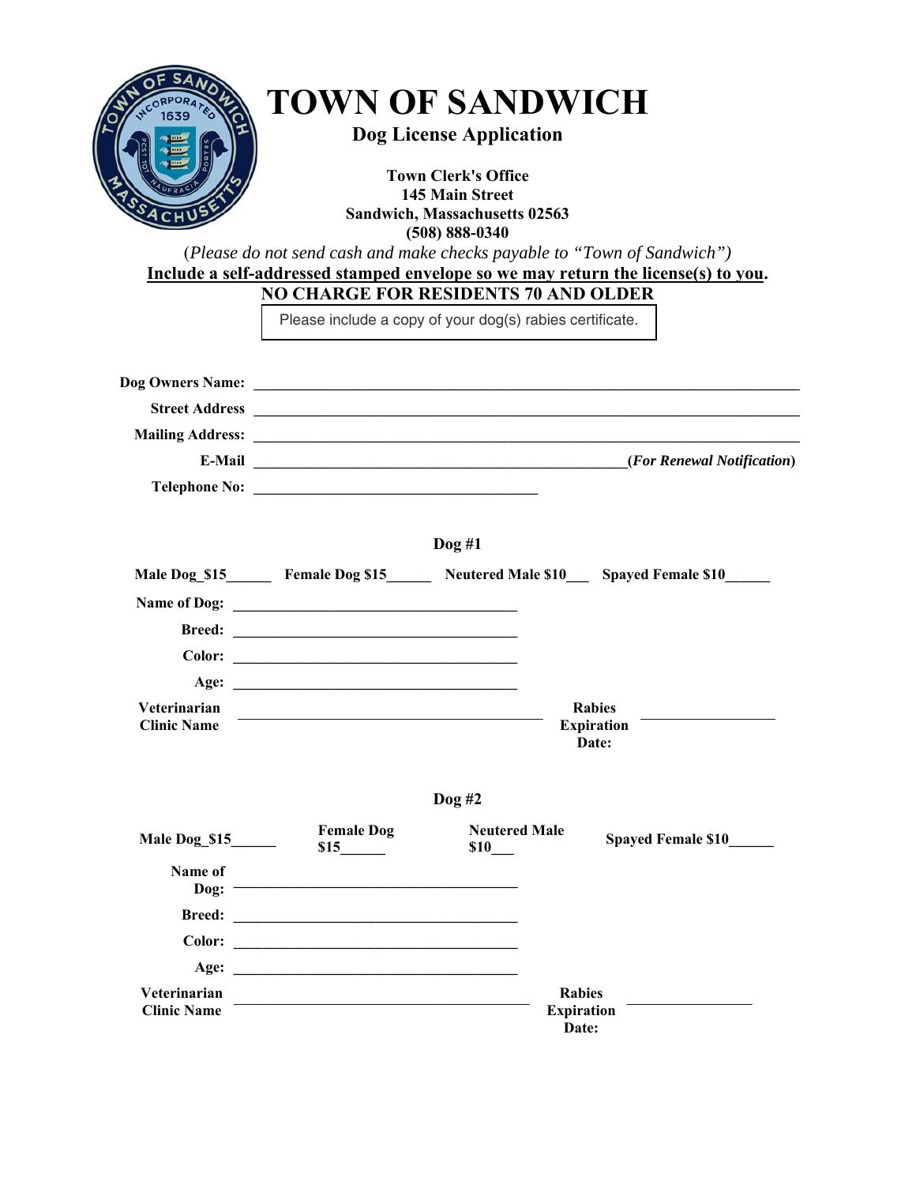# TOWN OF SANDWICH

## Dog License Application

**Town Clerk's Office**
**145 Main Street**
**Sandwich, Massachusetts 02563**
**(508) 888-0340**

(*Please do not send cash and make checks payable to "Town of Sandwich")*

**Include a self-addressed stamped envelope so we may return the license(s) to you.**

**NO CHARGE FOR RESIDENTS 70 AND OLDER**

Please include a copy of your dog(s) rabies certificate.

**Dog Owners Name:** ________________________________________________

**Street Address** ________________________________________________

**Mailing Address:** ________________________________________________

**E-Mail** ________________________________________ (***For Renewal Notification***)

**Telephone No:** ______________________________

### Dog #1

**Male Dog_$15______ Female Dog $15______ Neutered Male $10___ Spayed Female $10______**

**Name of Dog:** ______________________________

**Breed:** ______________________________

**Color:** ______________________________

**Age:** ______________________________

**Veterinarian Clinic Name** ______________________________ **Rabies Expiration Date:** ______________

### Dog #2

**Male Dog_$15______ Female Dog $15______ Neutered Male $10___ Spayed Female $10______**

**Name of Dog:** ______________________________

**Breed:** ______________________________

**Color:** ______________________________

**Age:** ______________________________

**Veterinarian Clinic Name** ______________________________ **Rabies Expiration Date:** ______________